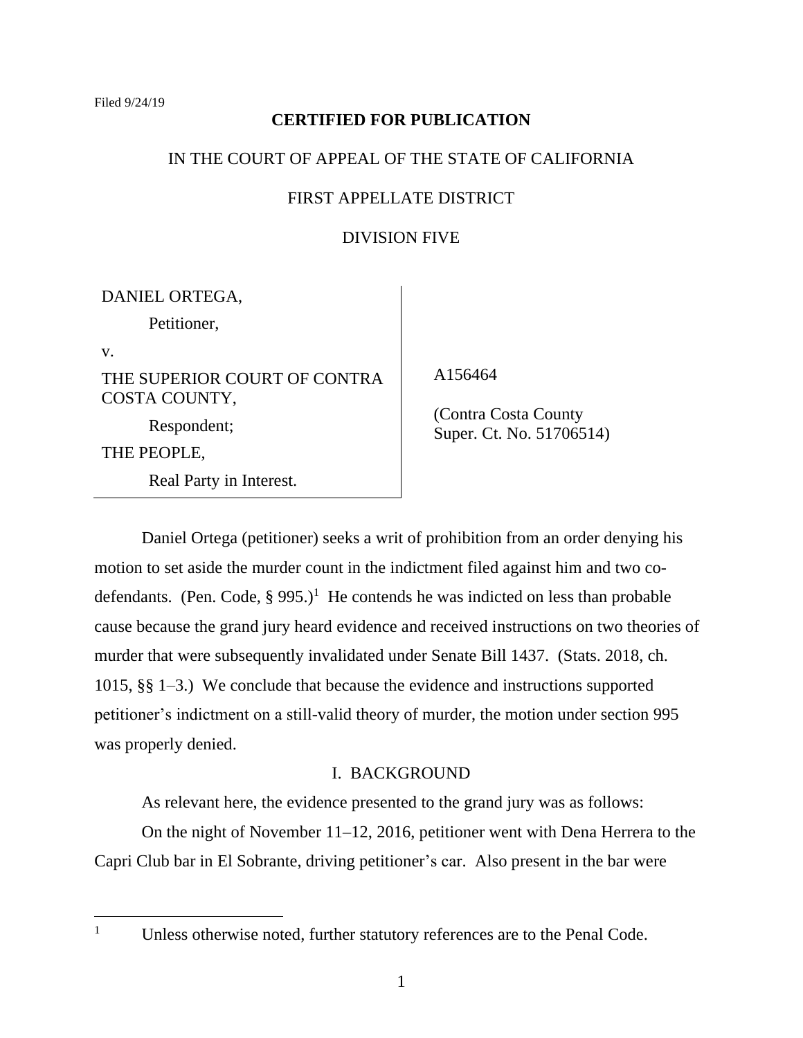Filed 9/24/19

**CERTIFIED FOR PUBLICATION**

IN THE COURT OF APPEAL OF THE STATE OF CALIFORNIA

FIRST APPELLATE DISTRICT

DIVISION FIVE

| | |
|---|---|
| DANIEL ORTEGA,<br>Petitioner,<br>v.<br>THE SUPERIOR COURT OF CONTRA COSTA COUNTY,<br>Respondent;<br>THE PEOPLE,<br>Real Party in Interest. | A156464<br><br>(Contra Costa County Super. Ct. No. 51706514) |

Daniel Ortega (petitioner) seeks a writ of prohibition from an order denying his motion to set aside the murder count in the indictment filed against him and two co-defendants. (Pen. Code, § 995.)[1] He contends he was indicted on less than probable cause because the grand jury heard evidence and received instructions on two theories of murder that were subsequently invalidated under Senate Bill 1437. (Stats. 2018, ch. 1015, §§ 1–3.) We conclude that because the evidence and instructions supported petitioner's indictment on a still-valid theory of murder, the motion under section 995 was properly denied.

## I. BACKGROUND

As relevant here, the evidence presented to the grand jury was as follows:

On the night of November 11–12, 2016, petitioner went with Dena Herrera to the Capri Club bar in El Sobrante, driving petitioner's car. Also present in the bar were

[1] Unless otherwise noted, further statutory references are to the Penal Code.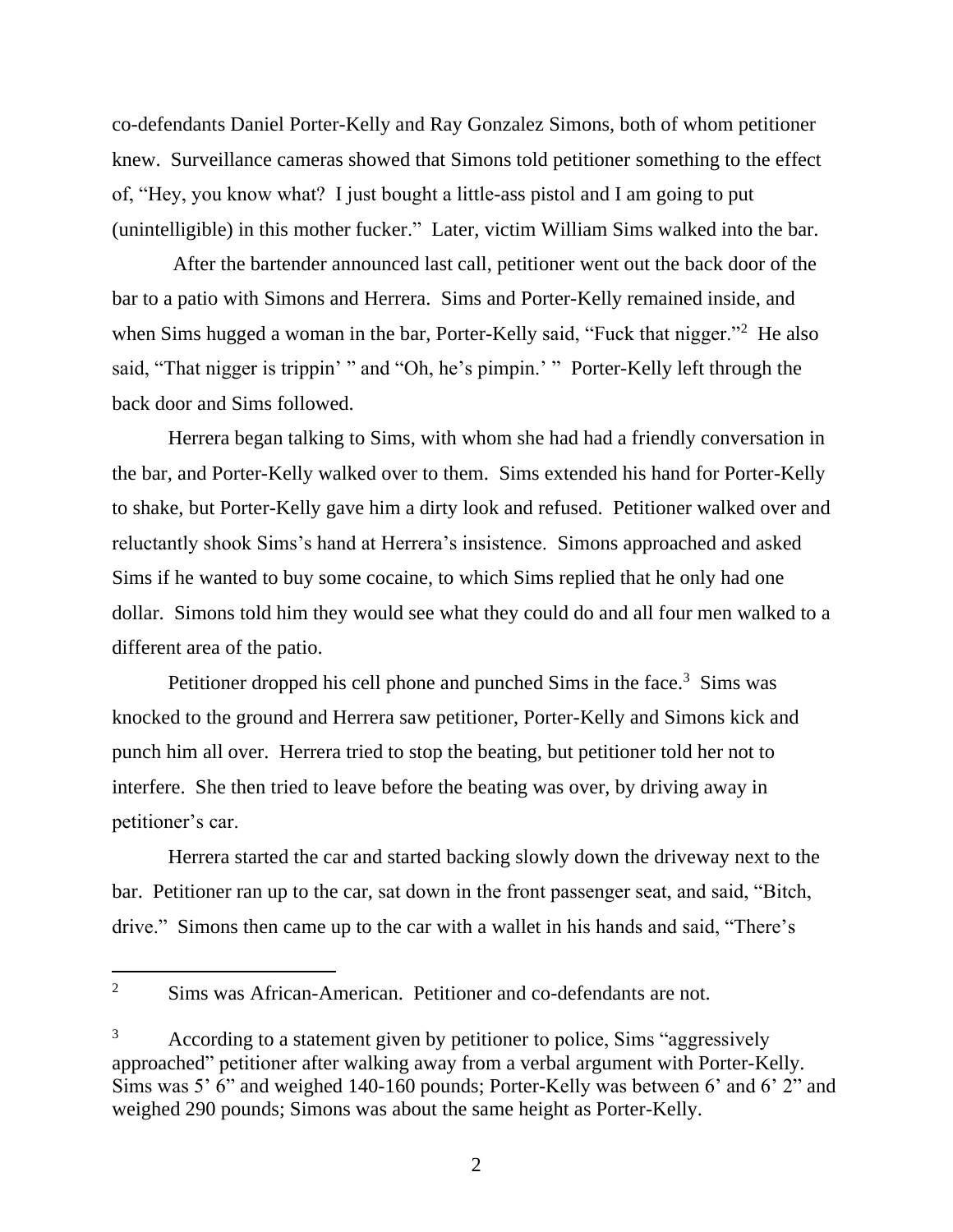co-defendants Daniel Porter-Kelly and Ray Gonzalez Simons, both of whom petitioner knew. Surveillance cameras showed that Simons told petitioner something to the effect of, "Hey, you know what? I just bought a little-ass pistol and I am going to put (unintelligible) in this mother fucker." Later, victim William Sims walked into the bar.

After the bartender announced last call, petitioner went out the back door of the bar to a patio with Simons and Herrera. Sims and Porter-Kelly remained inside, and when Sims hugged a woman in the bar, Porter-Kelly said, "Fuck that nigger."[2] He also said, "That nigger is trippin' " and "Oh, he's pimpin.' " Porter-Kelly left through the back door and Sims followed.

Herrera began talking to Sims, with whom she had had a friendly conversation in the bar, and Porter-Kelly walked over to them. Sims extended his hand for Porter-Kelly to shake, but Porter-Kelly gave him a dirty look and refused. Petitioner walked over and reluctantly shook Sims's hand at Herrera's insistence. Simons approached and asked Sims if he wanted to buy some cocaine, to which Sims replied that he only had one dollar. Simons told him they would see what they could do and all four men walked to a different area of the patio.

Petitioner dropped his cell phone and punched Sims in the face.[3] Sims was knocked to the ground and Herrera saw petitioner, Porter-Kelly and Simons kick and punch him all over. Herrera tried to stop the beating, but petitioner told her not to interfere. She then tried to leave before the beating was over, by driving away in petitioner's car.

Herrera started the car and started backing slowly down the driveway next to the bar. Petitioner ran up to the car, sat down in the front passenger seat, and said, "Bitch, drive." Simons then came up to the car with a wallet in his hands and said, "There's

---

[2] Sims was African-American. Petitioner and co-defendants are not.

[3] According to a statement given by petitioner to police, Sims "aggressively approached" petitioner after walking away from a verbal argument with Porter-Kelly. Sims was 5' 6" and weighed 140-160 pounds; Porter-Kelly was between 6' and 6' 2" and weighed 290 pounds; Simons was about the same height as Porter-Kelly.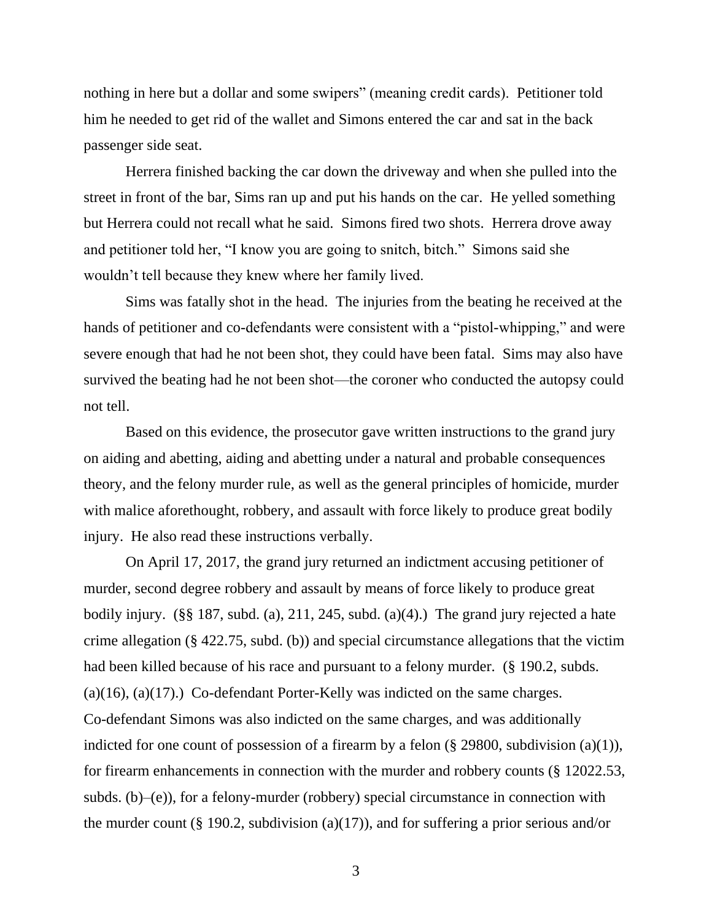nothing in here but a dollar and some swipers" (meaning credit cards). Petitioner told him he needed to get rid of the wallet and Simons entered the car and sat in the back passenger side seat.

Herrera finished backing the car down the driveway and when she pulled into the street in front of the bar, Sims ran up and put his hands on the car. He yelled something but Herrera could not recall what he said. Simons fired two shots. Herrera drove away and petitioner told her, "I know you are going to snitch, bitch." Simons said she wouldn't tell because they knew where her family lived.

Sims was fatally shot in the head. The injuries from the beating he received at the hands of petitioner and co-defendants were consistent with a "pistol-whipping," and were severe enough that had he not been shot, they could have been fatal. Sims may also have survived the beating had he not been shot—the coroner who conducted the autopsy could not tell.

Based on this evidence, the prosecutor gave written instructions to the grand jury on aiding and abetting, aiding and abetting under a natural and probable consequences theory, and the felony murder rule, as well as the general principles of homicide, murder with malice aforethought, robbery, and assault with force likely to produce great bodily injury. He also read these instructions verbally.

On April 17, 2017, the grand jury returned an indictment accusing petitioner of murder, second degree robbery and assault by means of force likely to produce great bodily injury. (§§ 187, subd. (a), 211, 245, subd. (a)(4).) The grand jury rejected a hate crime allegation (§ 422.75, subd. (b)) and special circumstance allegations that the victim had been killed because of his race and pursuant to a felony murder. (§ 190.2, subds. (a)(16), (a)(17).) Co-defendant Porter-Kelly was indicted on the same charges. Co-defendant Simons was also indicted on the same charges, and was additionally indicted for one count of possession of a firearm by a felon (§ 29800, subdivision (a)(1)), for firearm enhancements in connection with the murder and robbery counts (§ 12022.53, subds. (b)–(e)), for a felony-murder (robbery) special circumstance in connection with the murder count (§ 190.2, subdivision (a)(17)), and for suffering a prior serious and/or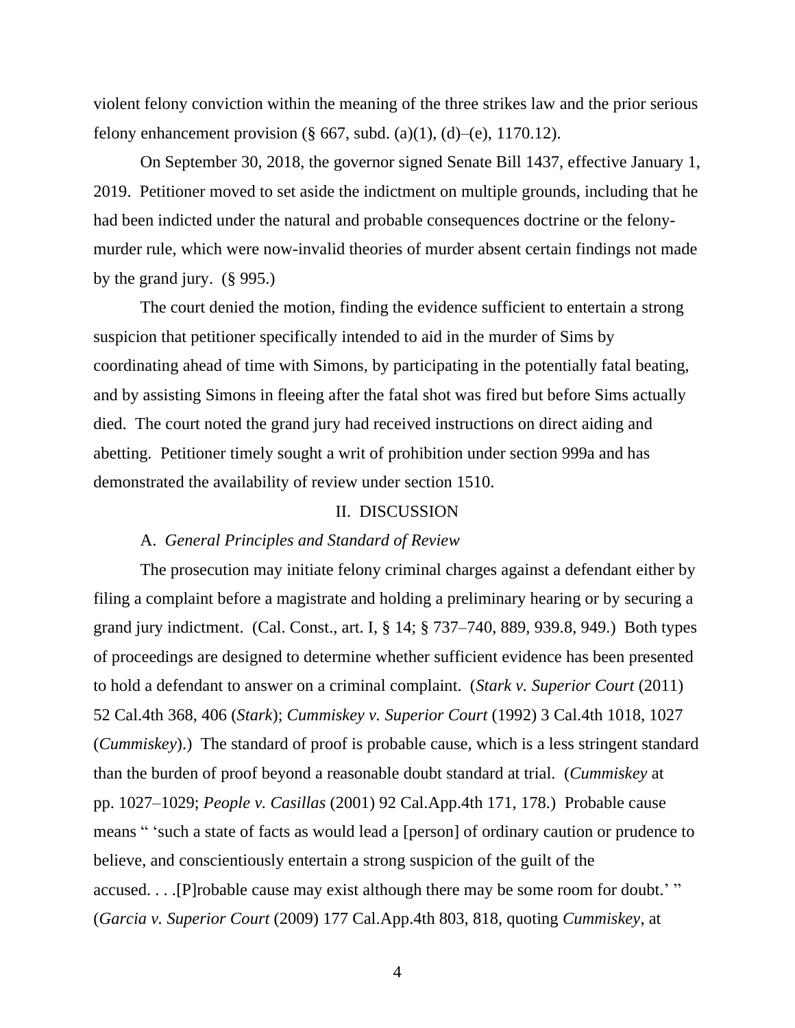violent felony conviction within the meaning of the three strikes law and the prior serious felony enhancement provision (§ 667, subd. (a)(1), (d)–(e), 1170.12).

On September 30, 2018, the governor signed Senate Bill 1437, effective January 1, 2019. Petitioner moved to set aside the indictment on multiple grounds, including that he had been indicted under the natural and probable consequences doctrine or the felony-murder rule, which were now-invalid theories of murder absent certain findings not made by the grand jury. (§ 995.)

The court denied the motion, finding the evidence sufficient to entertain a strong suspicion that petitioner specifically intended to aid in the murder of Sims by coordinating ahead of time with Simons, by participating in the potentially fatal beating, and by assisting Simons in fleeing after the fatal shot was fired but before Sims actually died. The court noted the grand jury had received instructions on direct aiding and abetting. Petitioner timely sought a writ of prohibition under section 999a and has demonstrated the availability of review under section 1510.

## II. DISCUSSION

### A. *General Principles and Standard of Review*

The prosecution may initiate felony criminal charges against a defendant either by filing a complaint before a magistrate and holding a preliminary hearing or by securing a grand jury indictment. (Cal. Const., art. I, § 14; § 737–740, 889, 939.8, 949.) Both types of proceedings are designed to determine whether sufficient evidence has been presented to hold a defendant to answer on a criminal complaint. (*Stark v. Superior Court* (2011) 52 Cal.4th 368, 406 (*Stark*); *Cummiskey v. Superior Court* (1992) 3 Cal.4th 1018, 1027 (*Cummiskey*).) The standard of proof is probable cause, which is a less stringent standard than the burden of proof beyond a reasonable doubt standard at trial. (*Cummiskey* at pp. 1027–1029; *People v. Casillas* (2001) 92 Cal.App.4th 171, 178.) Probable cause means " 'such a state of facts as would lead a [person] of ordinary caution or prudence to believe, and conscientiously entertain a strong suspicion of the guilt of the accused. . . .[P]robable cause may exist although there may be some room for doubt.' " (*Garcia v. Superior Court* (2009) 177 Cal.App.4th 803, 818, quoting *Cummiskey*, at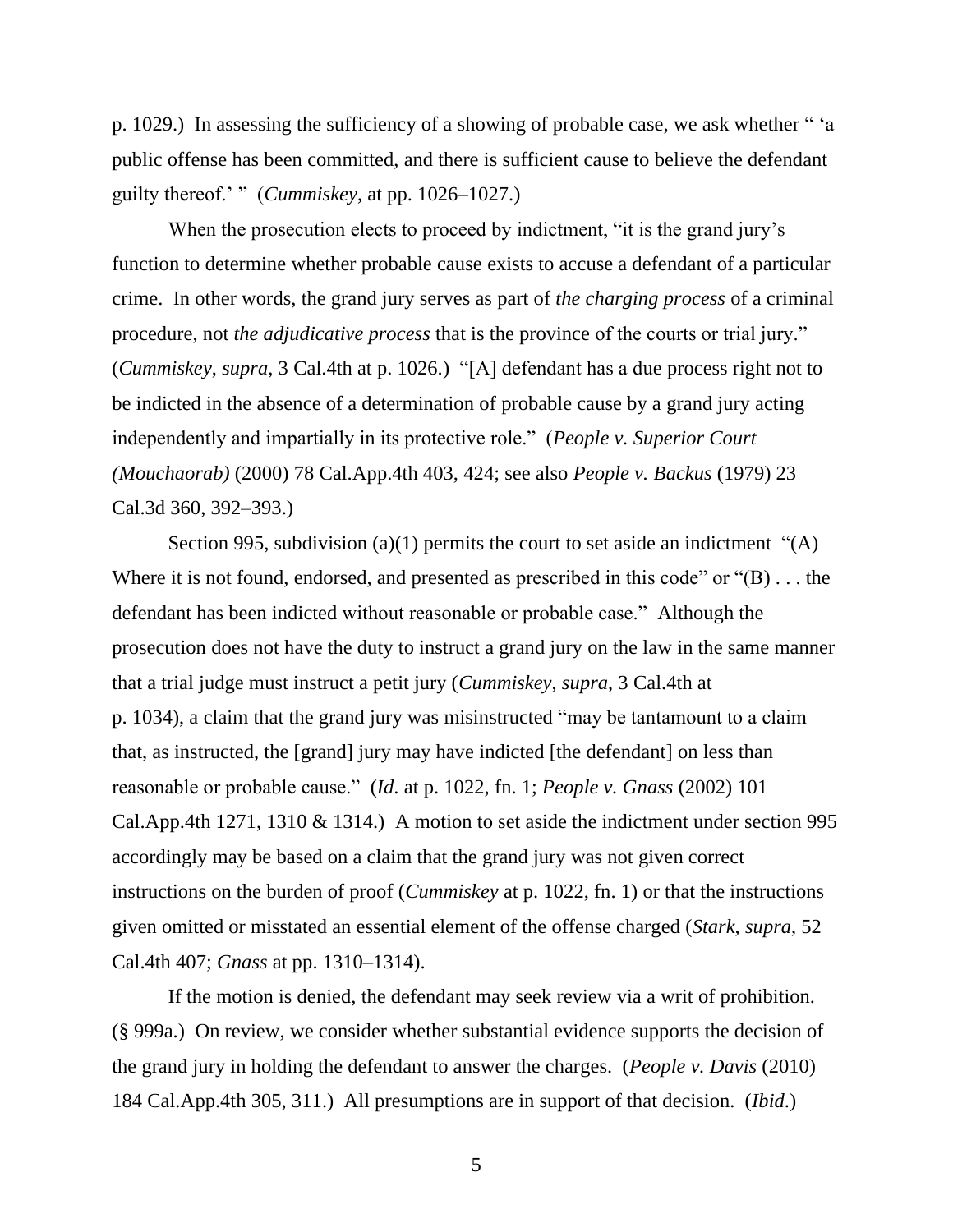p. 1029.) In assessing the sufficiency of a showing of probable case, we ask whether " 'a public offense has been committed, and there is sufficient cause to believe the defendant guilty thereof.' " (*Cummiskey*, at pp. 1026–1027.)

When the prosecution elects to proceed by indictment, "it is the grand jury's function to determine whether probable cause exists to accuse a defendant of a particular crime. In other words, the grand jury serves as part of *the charging process* of a criminal procedure, not *the adjudicative process* that is the province of the courts or trial jury." (*Cummiskey*, *supra*, 3 Cal.4th at p. 1026.) "[A] defendant has a due process right not to be indicted in the absence of a determination of probable cause by a grand jury acting independently and impartially in its protective role." (*People v. Superior Court (Mouchaorab)* (2000) 78 Cal.App.4th 403, 424; see also *People v. Backus* (1979) 23 Cal.3d 360, 392–393.)

Section 995, subdivision (a)(1) permits the court to set aside an indictment "(A) Where it is not found, endorsed, and presented as prescribed in this code" or "(B) . . . the defendant has been indicted without reasonable or probable case." Although the prosecution does not have the duty to instruct a grand jury on the law in the same manner that a trial judge must instruct a petit jury (*Cummiskey*, *supra*, 3 Cal.4th at p. 1034), a claim that the grand jury was misinstructed "may be tantamount to a claim that, as instructed, the [grand] jury may have indicted [the defendant] on less than reasonable or probable cause." (*Id*. at p. 1022, fn. 1; *People v. Gnass* (2002) 101 Cal.App.4th 1271, 1310 & 1314.) A motion to set aside the indictment under section 995 accordingly may be based on a claim that the grand jury was not given correct instructions on the burden of proof (*Cummiskey* at p. 1022, fn. 1) or that the instructions given omitted or misstated an essential element of the offense charged (*Stark*, *supra*, 52 Cal.4th 407; *Gnass* at pp. 1310–1314).

If the motion is denied, the defendant may seek review via a writ of prohibition. (§ 999a.) On review, we consider whether substantial evidence supports the decision of the grand jury in holding the defendant to answer the charges. (*People v. Davis* (2010) 184 Cal.App.4th 305, 311.) All presumptions are in support of that decision. (*Ibid*.)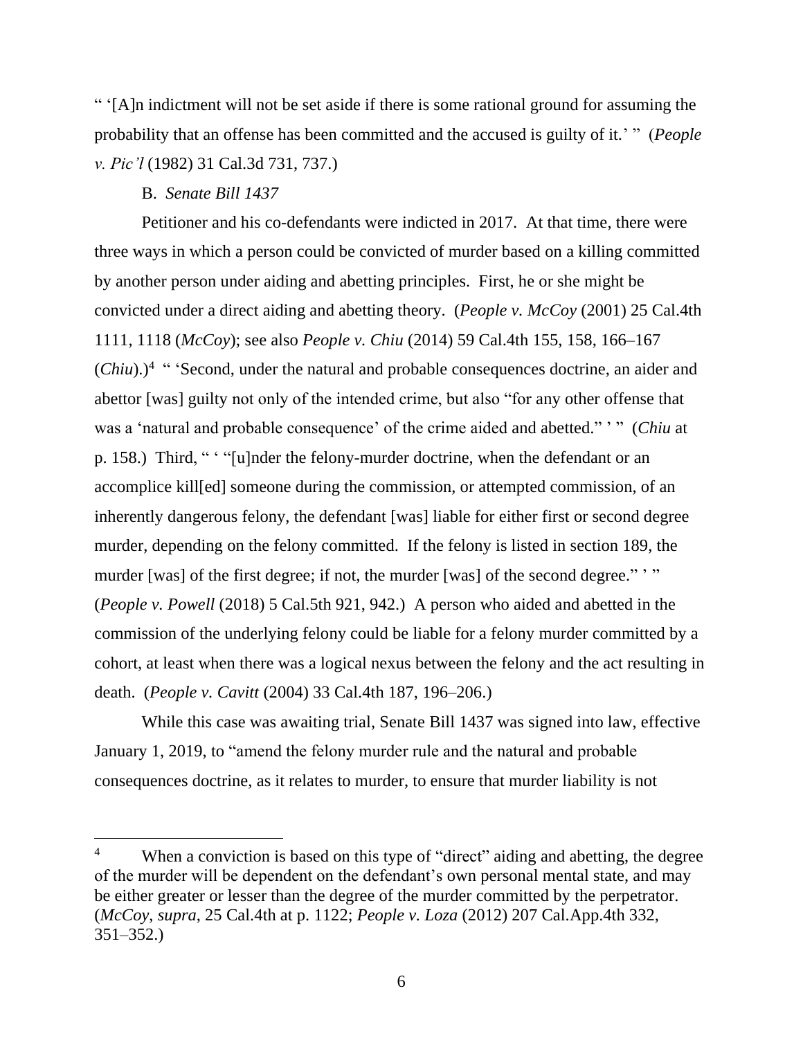" '[A]n indictment will not be set aside if there is some rational ground for assuming the probability that an offense has been committed and the accused is guilty of it.' " (*People v. Pic'l* (1982) 31 Cal.3d 731, 737.)

B. *Senate Bill 1437*

Petitioner and his co-defendants were indicted in 2017. At that time, there were three ways in which a person could be convicted of murder based on a killing committed by another person under aiding and abetting principles. First, he or she might be convicted under a direct aiding and abetting theory. (*People v. McCoy* (2001) 25 Cal.4th 1111, 1118 (*McCoy*); see also *People v. Chiu* (2014) 59 Cal.4th 155, 158, 166–167 (*Chiu*).)[4] " 'Second, under the natural and probable consequences doctrine, an aider and abettor [was] guilty not only of the intended crime, but also "for any other offense that was a 'natural and probable consequence' of the crime aided and abetted." ' " (*Chiu* at p. 158.) Third, " ' "[u]nder the felony-murder doctrine, when the defendant or an accomplice kill[ed] someone during the commission, or attempted commission, of an inherently dangerous felony, the defendant [was] liable for either first or second degree murder, depending on the felony committed. If the felony is listed in section 189, the murder [was] of the first degree; if not, the murder [was] of the second degree." ' " (*People v. Powell* (2018) 5 Cal.5th 921, 942.) A person who aided and abetted in the commission of the underlying felony could be liable for a felony murder committed by a cohort, at least when there was a logical nexus between the felony and the act resulting in death. (*People v. Cavitt* (2004) 33 Cal.4th 187, 196–206.)

While this case was awaiting trial, Senate Bill 1437 was signed into law, effective January 1, 2019, to "amend the felony murder rule and the natural and probable consequences doctrine, as it relates to murder, to ensure that murder liability is not

[4] When a conviction is based on this type of "direct" aiding and abetting, the degree of the murder will be dependent on the defendant's own personal mental state, and may be either greater or lesser than the degree of the murder committed by the perpetrator. (*McCoy*, *supra*, 25 Cal.4th at p. 1122; *People v. Loza* (2012) 207 Cal.App.4th 332, 351–352.)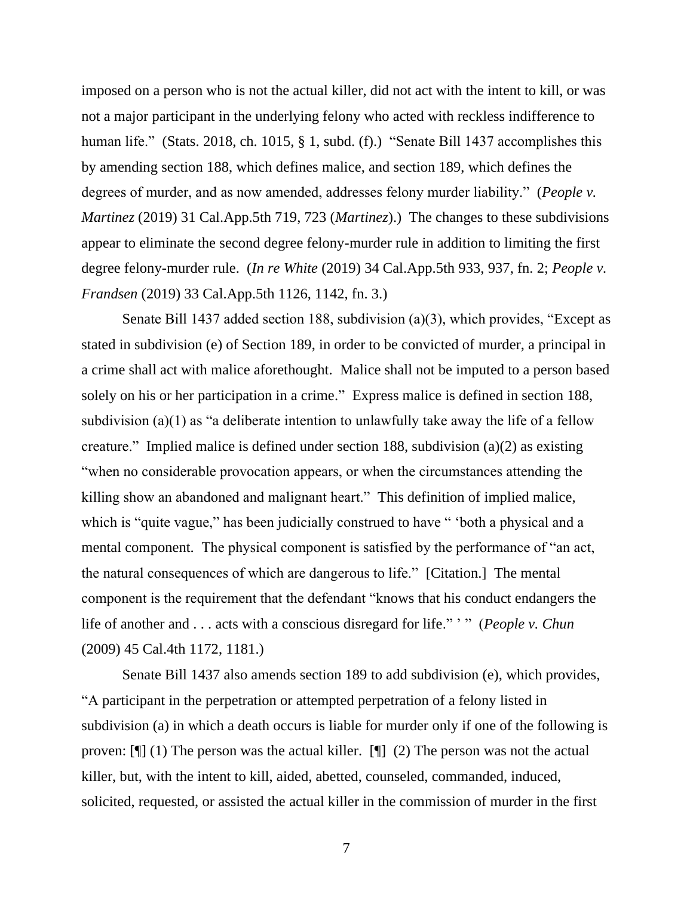imposed on a person who is not the actual killer, did not act with the intent to kill, or was not a major participant in the underlying felony who acted with reckless indifference to human life." (Stats. 2018, ch. 1015, § 1, subd. (f).) "Senate Bill 1437 accomplishes this by amending section 188, which defines malice, and section 189, which defines the degrees of murder, and as now amended, addresses felony murder liability." (*People v. Martinez* (2019) 31 Cal.App.5th 719, 723 (*Martinez*).) The changes to these subdivisions appear to eliminate the second degree felony-murder rule in addition to limiting the first degree felony-murder rule. (*In re White* (2019) 34 Cal.App.5th 933, 937, fn. 2; *People v. Frandsen* (2019) 33 Cal.App.5th 1126, 1142, fn. 3.)

Senate Bill 1437 added section 188, subdivision (a)(3), which provides, "Except as stated in subdivision (e) of Section 189, in order to be convicted of murder, a principal in a crime shall act with malice aforethought. Malice shall not be imputed to a person based solely on his or her participation in a crime." Express malice is defined in section 188, subdivision (a)(1) as "a deliberate intention to unlawfully take away the life of a fellow creature." Implied malice is defined under section 188, subdivision (a)(2) as existing "when no considerable provocation appears, or when the circumstances attending the killing show an abandoned and malignant heart." This definition of implied malice, which is "quite vague," has been judicially construed to have " 'both a physical and a mental component. The physical component is satisfied by the performance of "an act, the natural consequences of which are dangerous to life." [Citation.] The mental component is the requirement that the defendant "knows that his conduct endangers the life of another and . . . acts with a conscious disregard for life." ' " (*People v. Chun* (2009) 45 Cal.4th 1172, 1181.)

Senate Bill 1437 also amends section 189 to add subdivision (e), which provides, "A participant in the perpetration or attempted perpetration of a felony listed in subdivision (a) in which a death occurs is liable for murder only if one of the following is proven: [¶] (1) The person was the actual killer. [¶] (2) The person was not the actual killer, but, with the intent to kill, aided, abetted, counseled, commanded, induced, solicited, requested, or assisted the actual killer in the commission of murder in the first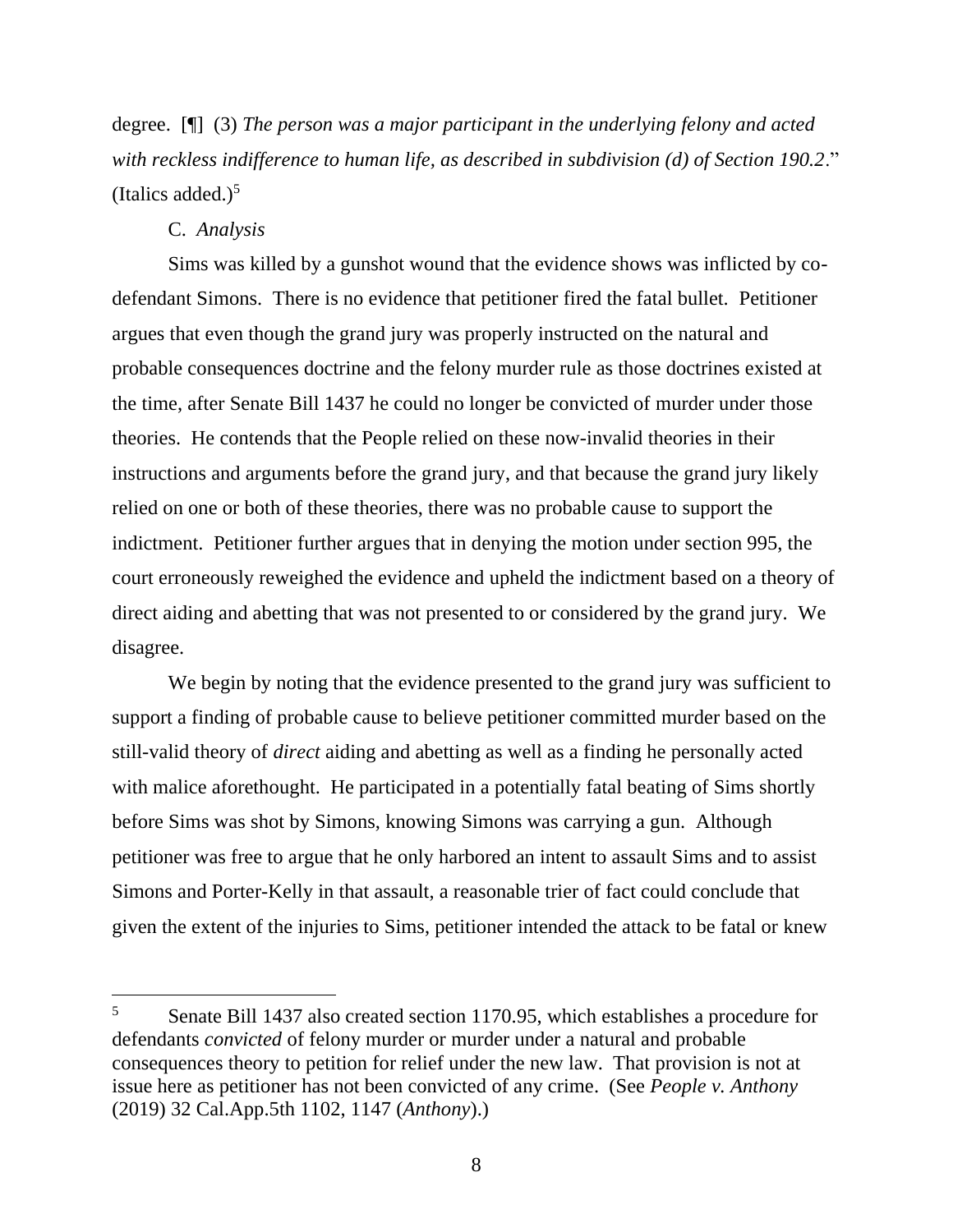degree. [¶] (3) *The person was a major participant in the underlying felony and acted with reckless indifference to human life, as described in subdivision (d) of Section 190.2*." (Italics added.)[5]

C. *Analysis*

Sims was killed by a gunshot wound that the evidence shows was inflicted by co-defendant Simons. There is no evidence that petitioner fired the fatal bullet. Petitioner argues that even though the grand jury was properly instructed on the natural and probable consequences doctrine and the felony murder rule as those doctrines existed at the time, after Senate Bill 1437 he could no longer be convicted of murder under those theories. He contends that the People relied on these now-invalid theories in their instructions and arguments before the grand jury, and that because the grand jury likely relied on one or both of these theories, there was no probable cause to support the indictment. Petitioner further argues that in denying the motion under section 995, the court erroneously reweighed the evidence and upheld the indictment based on a theory of direct aiding and abetting that was not presented to or considered by the grand jury. We disagree.

We begin by noting that the evidence presented to the grand jury was sufficient to support a finding of probable cause to believe petitioner committed murder based on the still-valid theory of *direct* aiding and abetting as well as a finding he personally acted with malice aforethought. He participated in a potentially fatal beating of Sims shortly before Sims was shot by Simons, knowing Simons was carrying a gun. Although petitioner was free to argue that he only harbored an intent to assault Sims and to assist Simons and Porter-Kelly in that assault, a reasonable trier of fact could conclude that given the extent of the injuries to Sims, petitioner intended the attack to be fatal or knew

---

[5] Senate Bill 1437 also created section 1170.95, which establishes a procedure for defendants *convicted* of felony murder or murder under a natural and probable consequences theory to petition for relief under the new law. That provision is not at issue here as petitioner has not been convicted of any crime. (See *People v. Anthony* (2019) 32 Cal.App.5th 1102, 1147 (*Anthony*).)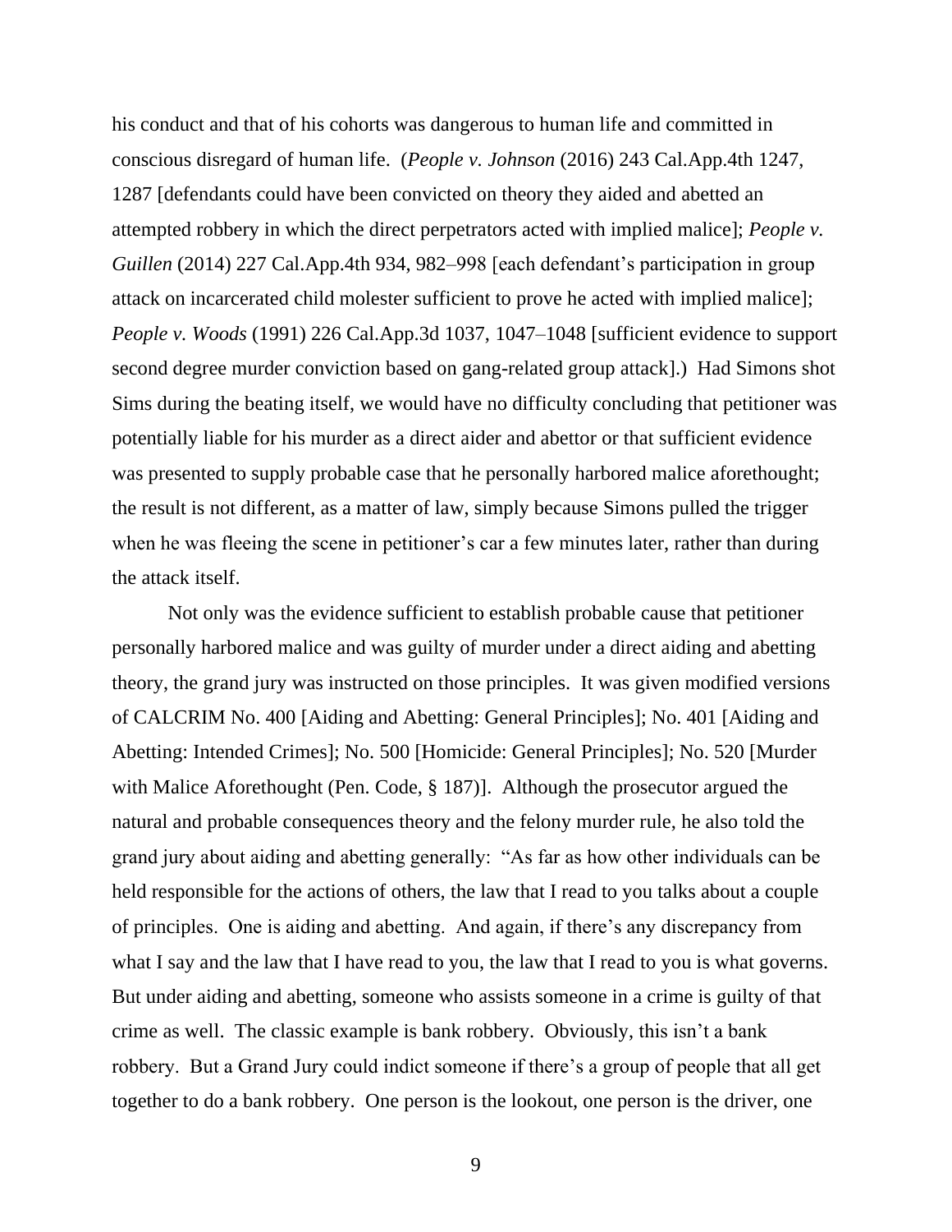his conduct and that of his cohorts was dangerous to human life and committed in conscious disregard of human life. (*People v. Johnson* (2016) 243 Cal.App.4th 1247, 1287 [defendants could have been convicted on theory they aided and abetted an attempted robbery in which the direct perpetrators acted with implied malice]; *People v. Guillen* (2014) 227 Cal.App.4th 934, 982–998 [each defendant's participation in group attack on incarcerated child molester sufficient to prove he acted with implied malice]; *People v. Woods* (1991) 226 Cal.App.3d 1037, 1047–1048 [sufficient evidence to support second degree murder conviction based on gang-related group attack].) Had Simons shot Sims during the beating itself, we would have no difficulty concluding that petitioner was potentially liable for his murder as a direct aider and abettor or that sufficient evidence was presented to supply probable case that he personally harbored malice aforethought; the result is not different, as a matter of law, simply because Simons pulled the trigger when he was fleeing the scene in petitioner's car a few minutes later, rather than during the attack itself.

Not only was the evidence sufficient to establish probable cause that petitioner personally harbored malice and was guilty of murder under a direct aiding and abetting theory, the grand jury was instructed on those principles. It was given modified versions of CALCRIM No. 400 [Aiding and Abetting: General Principles]; No. 401 [Aiding and Abetting: Intended Crimes]; No. 500 [Homicide: General Principles]; No. 520 [Murder with Malice Aforethought (Pen. Code, § 187)]. Although the prosecutor argued the natural and probable consequences theory and the felony murder rule, he also told the grand jury about aiding and abetting generally: "As far as how other individuals can be held responsible for the actions of others, the law that I read to you talks about a couple of principles. One is aiding and abetting. And again, if there's any discrepancy from what I say and the law that I have read to you, the law that I read to you is what governs. But under aiding and abetting, someone who assists someone in a crime is guilty of that crime as well. The classic example is bank robbery. Obviously, this isn't a bank robbery. But a Grand Jury could indict someone if there's a group of people that all get together to do a bank robbery. One person is the lookout, one person is the driver, one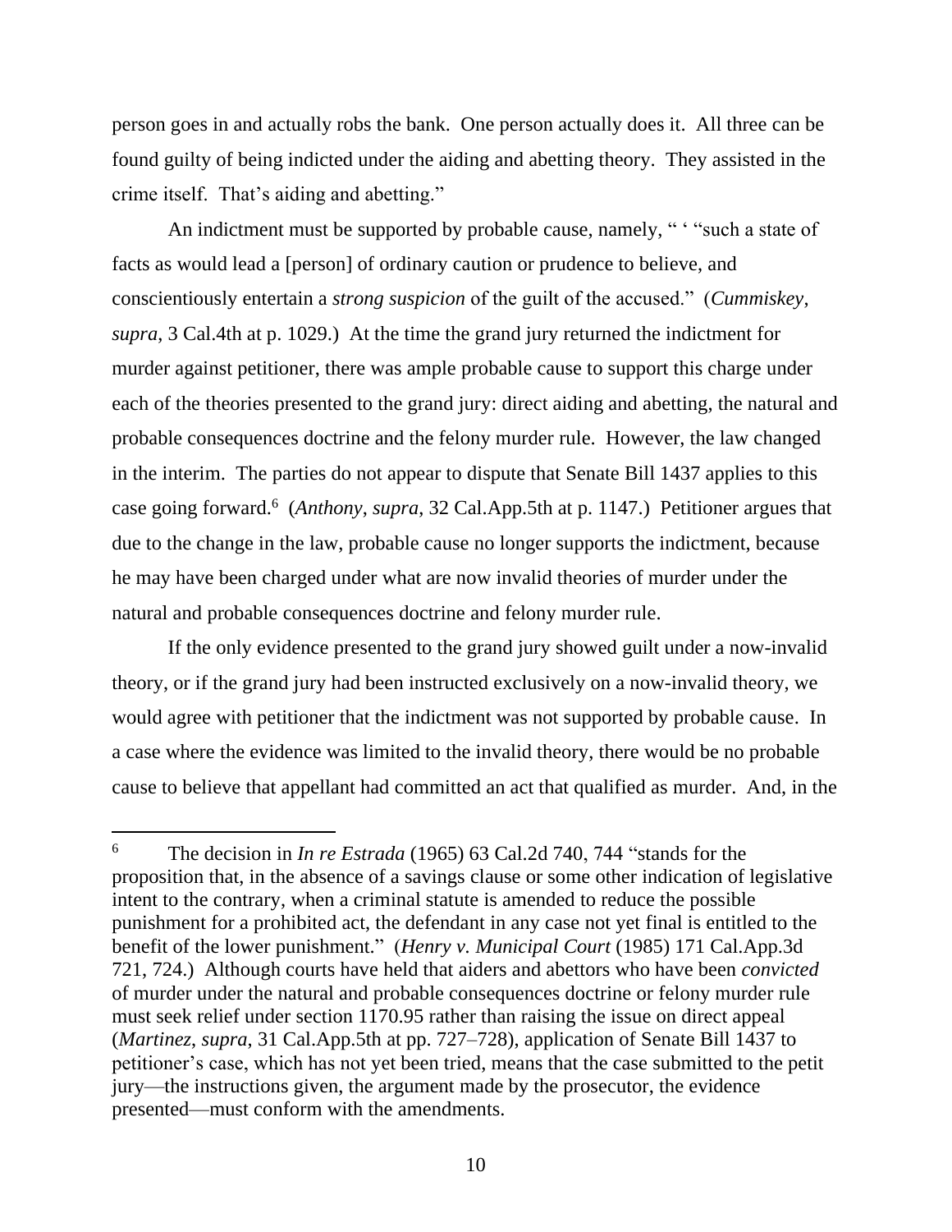person goes in and actually robs the bank. One person actually does it. All three can be found guilty of being indicted under the aiding and abetting theory. They assisted in the crime itself. That's aiding and abetting."

An indictment must be supported by probable cause, namely, " ' "such a state of facts as would lead a [person] of ordinary caution or prudence to believe, and conscientiously entertain a *strong suspicion* of the guilt of the accused." (*Cummiskey*, *supra*, 3 Cal.4th at p. 1029.) At the time the grand jury returned the indictment for murder against petitioner, there was ample probable cause to support this charge under each of the theories presented to the grand jury: direct aiding and abetting, the natural and probable consequences doctrine and the felony murder rule. However, the law changed in the interim. The parties do not appear to dispute that Senate Bill 1437 applies to this case going forward.[6] (*Anthony*, *supra*, 32 Cal.App.5th at p. 1147.) Petitioner argues that due to the change in the law, probable cause no longer supports the indictment, because he may have been charged under what are now invalid theories of murder under the natural and probable consequences doctrine and felony murder rule.

If the only evidence presented to the grand jury showed guilt under a now-invalid theory, or if the grand jury had been instructed exclusively on a now-invalid theory, we would agree with petitioner that the indictment was not supported by probable cause. In a case where the evidence was limited to the invalid theory, there would be no probable cause to believe that appellant had committed an act that qualified as murder. And, in the

---

[6] The decision in *In re Estrada* (1965) 63 Cal.2d 740, 744 "stands for the proposition that, in the absence of a savings clause or some other indication of legislative intent to the contrary, when a criminal statute is amended to reduce the possible punishment for a prohibited act, the defendant in any case not yet final is entitled to the benefit of the lower punishment." (*Henry v. Municipal Court* (1985) 171 Cal.App.3d 721, 724.) Although courts have held that aiders and abettors who have been *convicted* of murder under the natural and probable consequences doctrine or felony murder rule must seek relief under section 1170.95 rather than raising the issue on direct appeal (*Martinez*, *supra*, 31 Cal.App.5th at pp. 727–728), application of Senate Bill 1437 to petitioner's case, which has not yet been tried, means that the case submitted to the petit jury—the instructions given, the argument made by the prosecutor, the evidence presented—must conform with the amendments.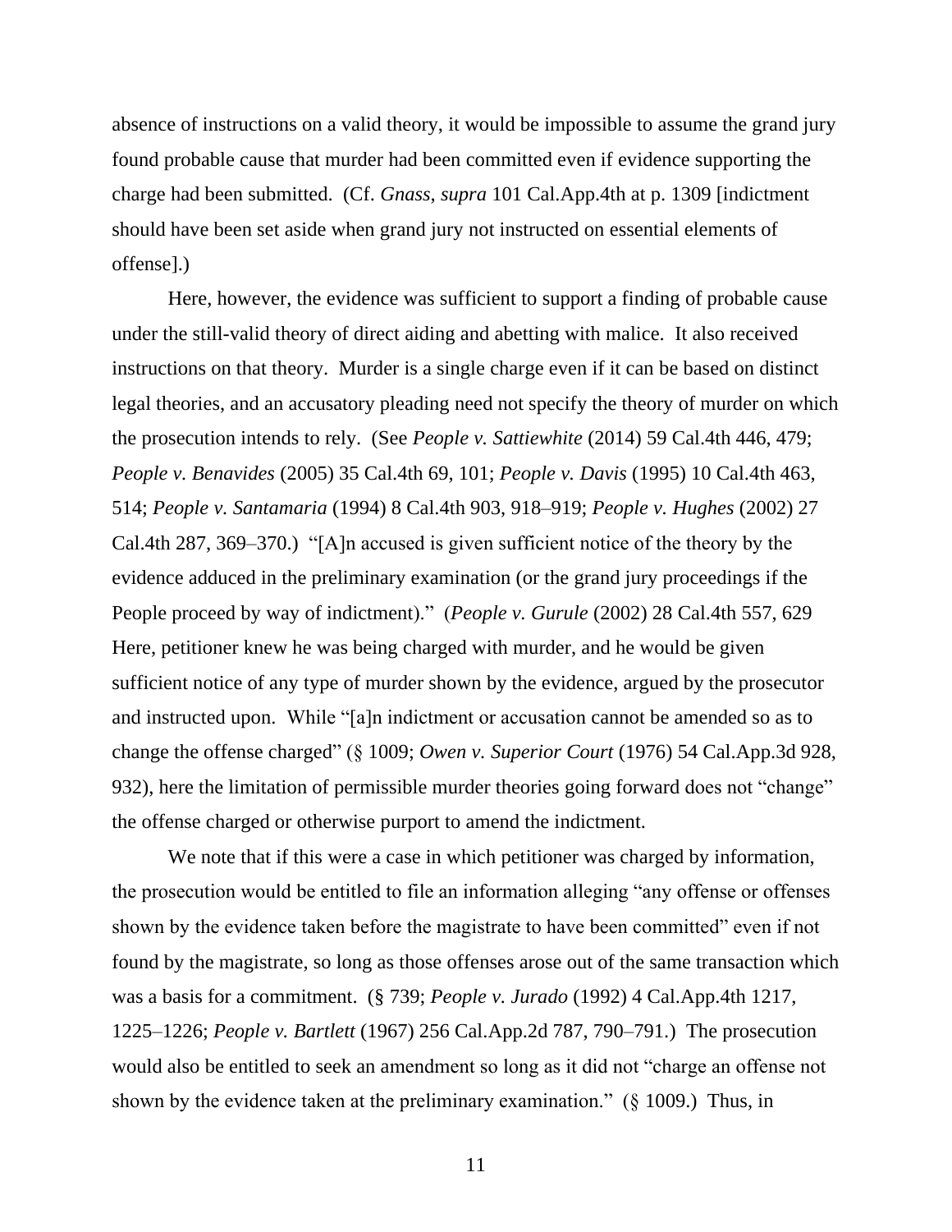absence of instructions on a valid theory, it would be impossible to assume the grand jury found probable cause that murder had been committed even if evidence supporting the charge had been submitted. (Cf. *Gnass*, *supra* 101 Cal.App.4th at p. 1309 [indictment should have been set aside when grand jury not instructed on essential elements of offense].)

Here, however, the evidence was sufficient to support a finding of probable cause under the still-valid theory of direct aiding and abetting with malice. It also received instructions on that theory. Murder is a single charge even if it can be based on distinct legal theories, and an accusatory pleading need not specify the theory of murder on which the prosecution intends to rely. (See *People v. Sattiewhite* (2014) 59 Cal.4th 446, 479; *People v. Benavides* (2005) 35 Cal.4th 69, 101; *People v. Davis* (1995) 10 Cal.4th 463, 514; *People v. Santamaria* (1994) 8 Cal.4th 903, 918–919; *People v. Hughes* (2002) 27 Cal.4th 287, 369–370.) "[A]n accused is given sufficient notice of the theory by the evidence adduced in the preliminary examination (or the grand jury proceedings if the People proceed by way of indictment)." (*People v. Gurule* (2002) 28 Cal.4th 557, 629 Here, petitioner knew he was being charged with murder, and he would be given sufficient notice of any type of murder shown by the evidence, argued by the prosecutor and instructed upon. While "[a]n indictment or accusation cannot be amended so as to change the offense charged" (§ 1009; *Owen v. Superior Court* (1976) 54 Cal.App.3d 928, 932), here the limitation of permissible murder theories going forward does not "change" the offense charged or otherwise purport to amend the indictment.

We note that if this were a case in which petitioner was charged by information, the prosecution would be entitled to file an information alleging "any offense or offenses shown by the evidence taken before the magistrate to have been committed" even if not found by the magistrate, so long as those offenses arose out of the same transaction which was a basis for a commitment. (§ 739; *People v. Jurado* (1992) 4 Cal.App.4th 1217, 1225–1226; *People v. Bartlett* (1967) 256 Cal.App.2d 787, 790–791.) The prosecution would also be entitled to seek an amendment so long as it did not "charge an offense not shown by the evidence taken at the preliminary examination." (§ 1009.) Thus, in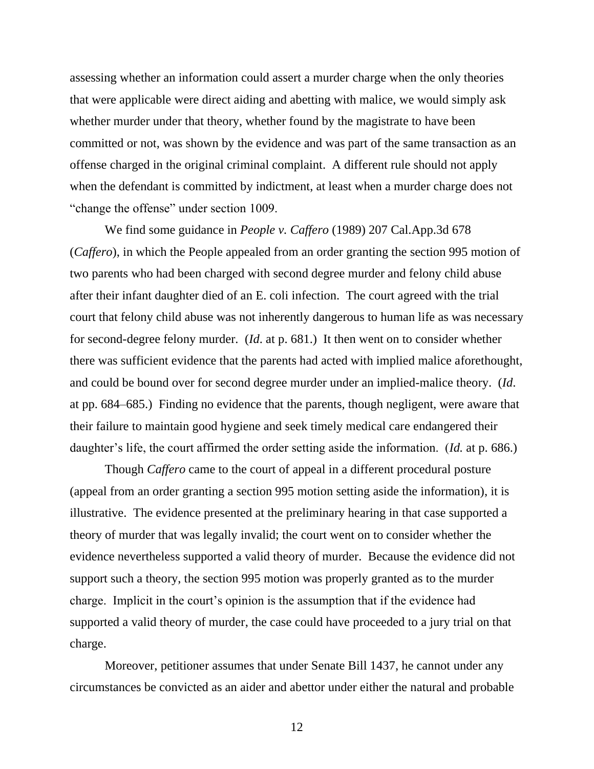assessing whether an information could assert a murder charge when the only theories that were applicable were direct aiding and abetting with malice, we would simply ask whether murder under that theory, whether found by the magistrate to have been committed or not, was shown by the evidence and was part of the same transaction as an offense charged in the original criminal complaint. A different rule should not apply when the defendant is committed by indictment, at least when a murder charge does not "change the offense" under section 1009.

We find some guidance in *People v. Caffero* (1989) 207 Cal.App.3d 678 (*Caffero*), in which the People appealed from an order granting the section 995 motion of two parents who had been charged with second degree murder and felony child abuse after their infant daughter died of an E. coli infection. The court agreed with the trial court that felony child abuse was not inherently dangerous to human life as was necessary for second-degree felony murder. (*Id*. at p. 681.) It then went on to consider whether there was sufficient evidence that the parents had acted with implied malice aforethought, and could be bound over for second degree murder under an implied-malice theory. (*Id*. at pp. 684–685.) Finding no evidence that the parents, though negligent, were aware that their failure to maintain good hygiene and seek timely medical care endangered their daughter's life, the court affirmed the order setting aside the information. (*Id.* at p. 686.)

Though *Caffero* came to the court of appeal in a different procedural posture (appeal from an order granting a section 995 motion setting aside the information), it is illustrative. The evidence presented at the preliminary hearing in that case supported a theory of murder that was legally invalid; the court went on to consider whether the evidence nevertheless supported a valid theory of murder. Because the evidence did not support such a theory, the section 995 motion was properly granted as to the murder charge. Implicit in the court's opinion is the assumption that if the evidence had supported a valid theory of murder, the case could have proceeded to a jury trial on that charge.

Moreover, petitioner assumes that under Senate Bill 1437, he cannot under any circumstances be convicted as an aider and abettor under either the natural and probable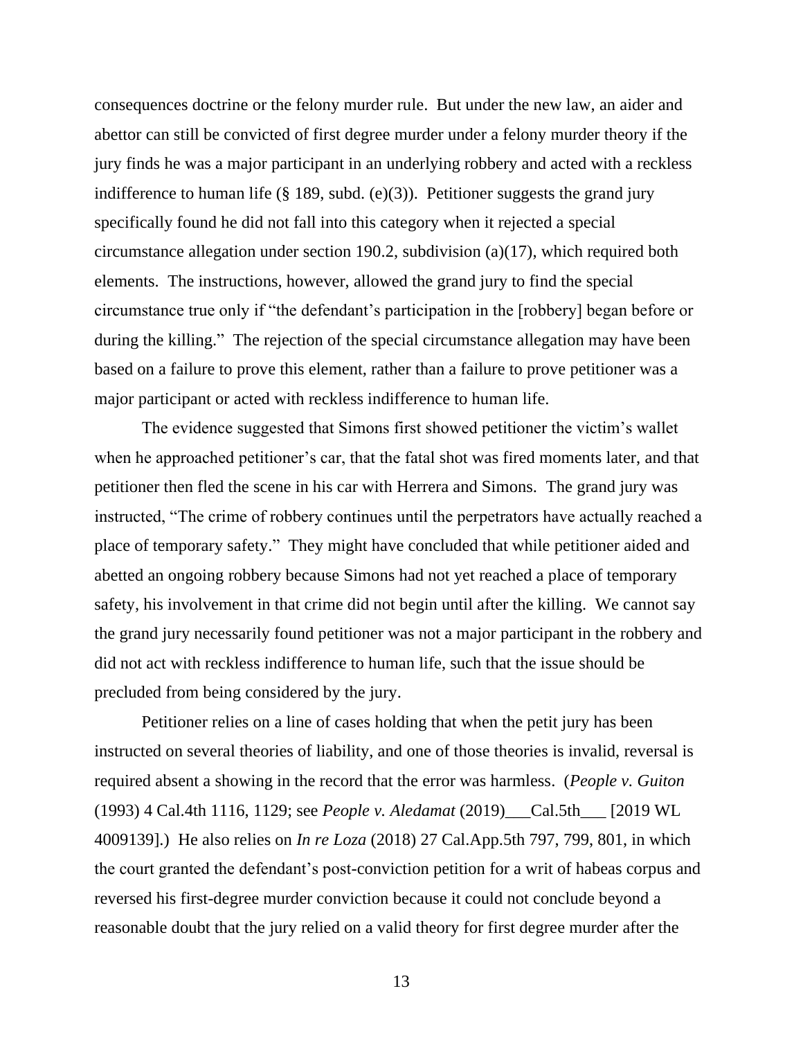consequences doctrine or the felony murder rule. But under the new law, an aider and abettor can still be convicted of first degree murder under a felony murder theory if the jury finds he was a major participant in an underlying robbery and acted with a reckless indifference to human life (§ 189, subd. (e)(3)). Petitioner suggests the grand jury specifically found he did not fall into this category when it rejected a special circumstance allegation under section 190.2, subdivision (a)(17), which required both elements. The instructions, however, allowed the grand jury to find the special circumstance true only if "the defendant's participation in the [robbery] began before or during the killing." The rejection of the special circumstance allegation may have been based on a failure to prove this element, rather than a failure to prove petitioner was a major participant or acted with reckless indifference to human life.

The evidence suggested that Simons first showed petitioner the victim's wallet when he approached petitioner's car, that the fatal shot was fired moments later, and that petitioner then fled the scene in his car with Herrera and Simons. The grand jury was instructed, "The crime of robbery continues until the perpetrators have actually reached a place of temporary safety." They might have concluded that while petitioner aided and abetted an ongoing robbery because Simons had not yet reached a place of temporary safety, his involvement in that crime did not begin until after the killing. We cannot say the grand jury necessarily found petitioner was not a major participant in the robbery and did not act with reckless indifference to human life, such that the issue should be precluded from being considered by the jury.

Petitioner relies on a line of cases holding that when the petit jury has been instructed on several theories of liability, and one of those theories is invalid, reversal is required absent a showing in the record that the error was harmless. (*People v. Guiton* (1993) 4 Cal.4th 1116, 1129; see *People v. Aledamat* (2019)___Cal.5th___ [2019 WL 4009139].) He also relies on *In re Loza* (2018) 27 Cal.App.5th 797, 799, 801, in which the court granted the defendant's post-conviction petition for a writ of habeas corpus and reversed his first-degree murder conviction because it could not conclude beyond a reasonable doubt that the jury relied on a valid theory for first degree murder after the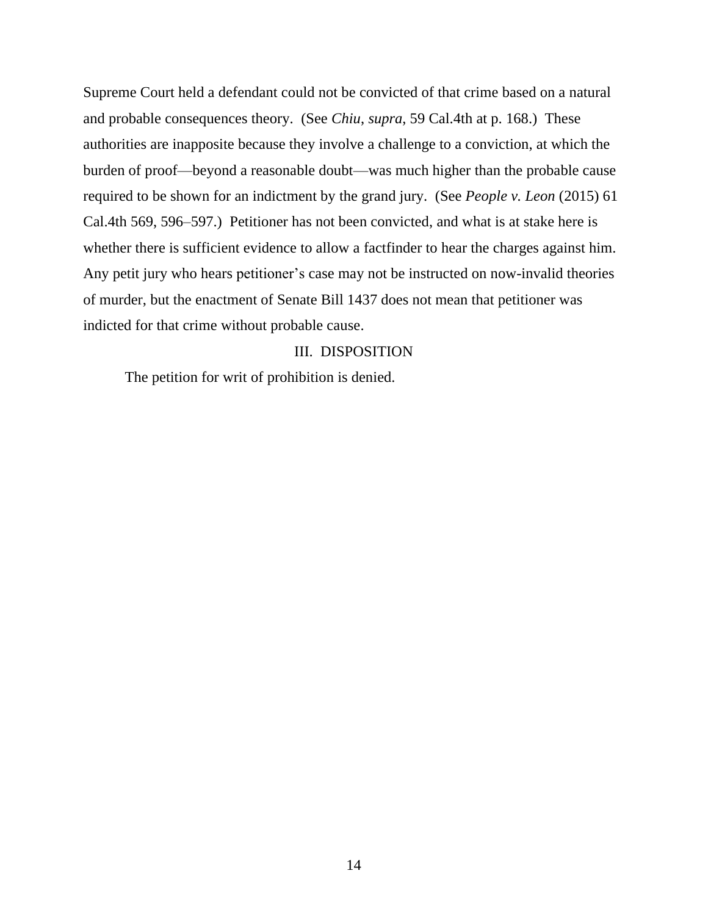Supreme Court held a defendant could not be convicted of that crime based on a natural and probable consequences theory. (See *Chiu*, *supra*, 59 Cal.4th at p. 168.) These authorities are inapposite because they involve a challenge to a conviction, at which the burden of proof—beyond a reasonable doubt—was much higher than the probable cause required to be shown for an indictment by the grand jury. (See *People v. Leon* (2015) 61 Cal.4th 569, 596–597.) Petitioner has not been convicted, and what is at stake here is whether there is sufficient evidence to allow a factfinder to hear the charges against him. Any petit jury who hears petitioner's case may not be instructed on now-invalid theories of murder, but the enactment of Senate Bill 1437 does not mean that petitioner was indicted for that crime without probable cause.

## III. DISPOSITION

The petition for writ of prohibition is denied.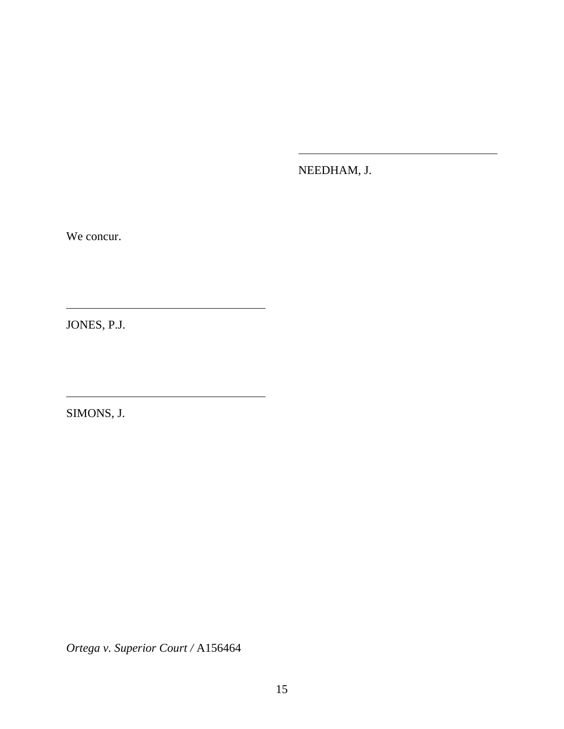NEEDHAM, J.

We concur.

JONES, P.J.

SIMONS, J.

*Ortega v. Superior Court* / A156464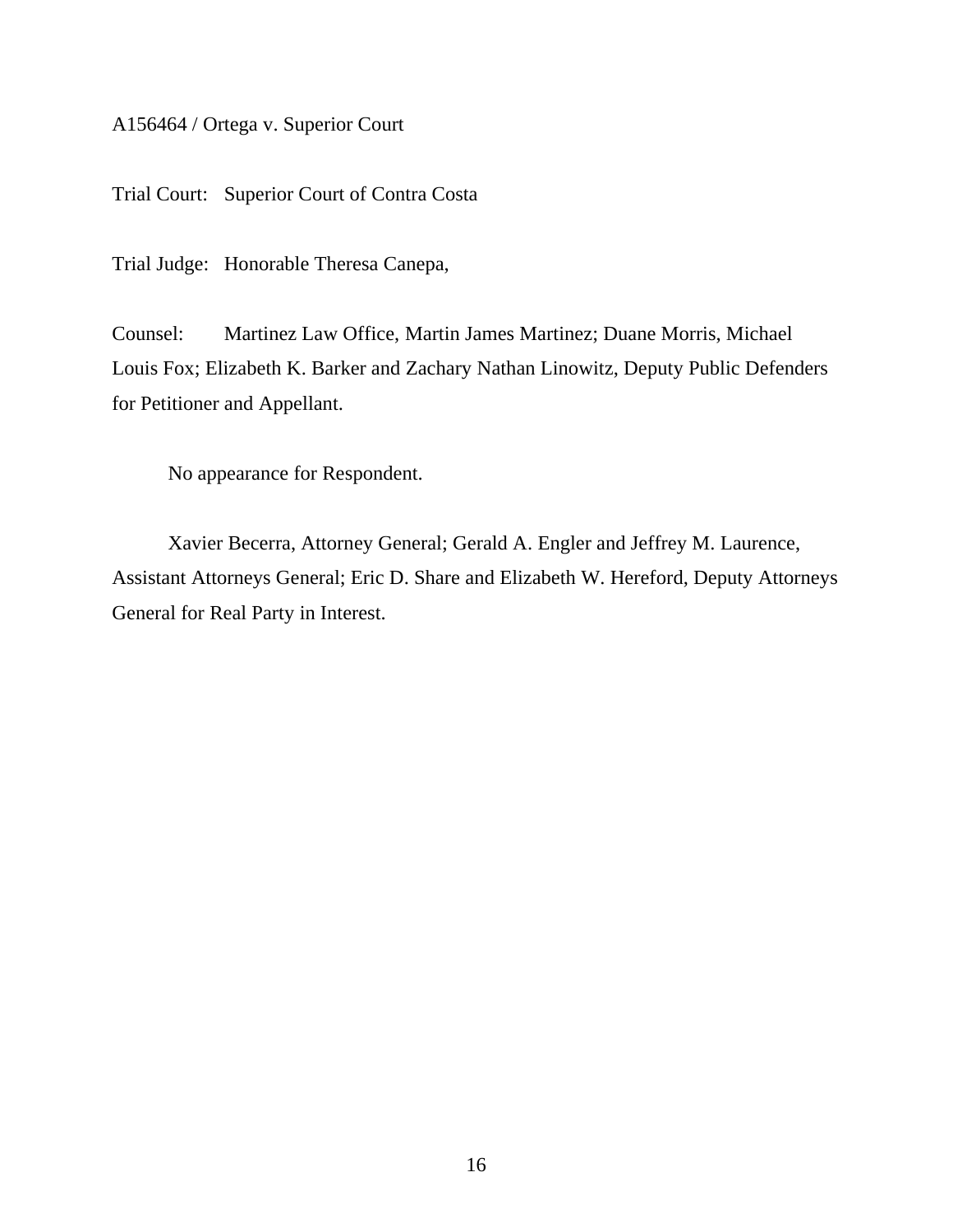A156464 / Ortega v. Superior Court

Trial Court: Superior Court of Contra Costa

Trial Judge: Honorable Theresa Canepa,

Counsel: Martinez Law Office, Martin James Martinez; Duane Morris, Michael Louis Fox; Elizabeth K. Barker and Zachary Nathan Linowitz, Deputy Public Defenders for Petitioner and Appellant.

No appearance for Respondent.

Xavier Becerra, Attorney General; Gerald A. Engler and Jeffrey M. Laurence, Assistant Attorneys General; Eric D. Share and Elizabeth W. Hereford, Deputy Attorneys General for Real Party in Interest.